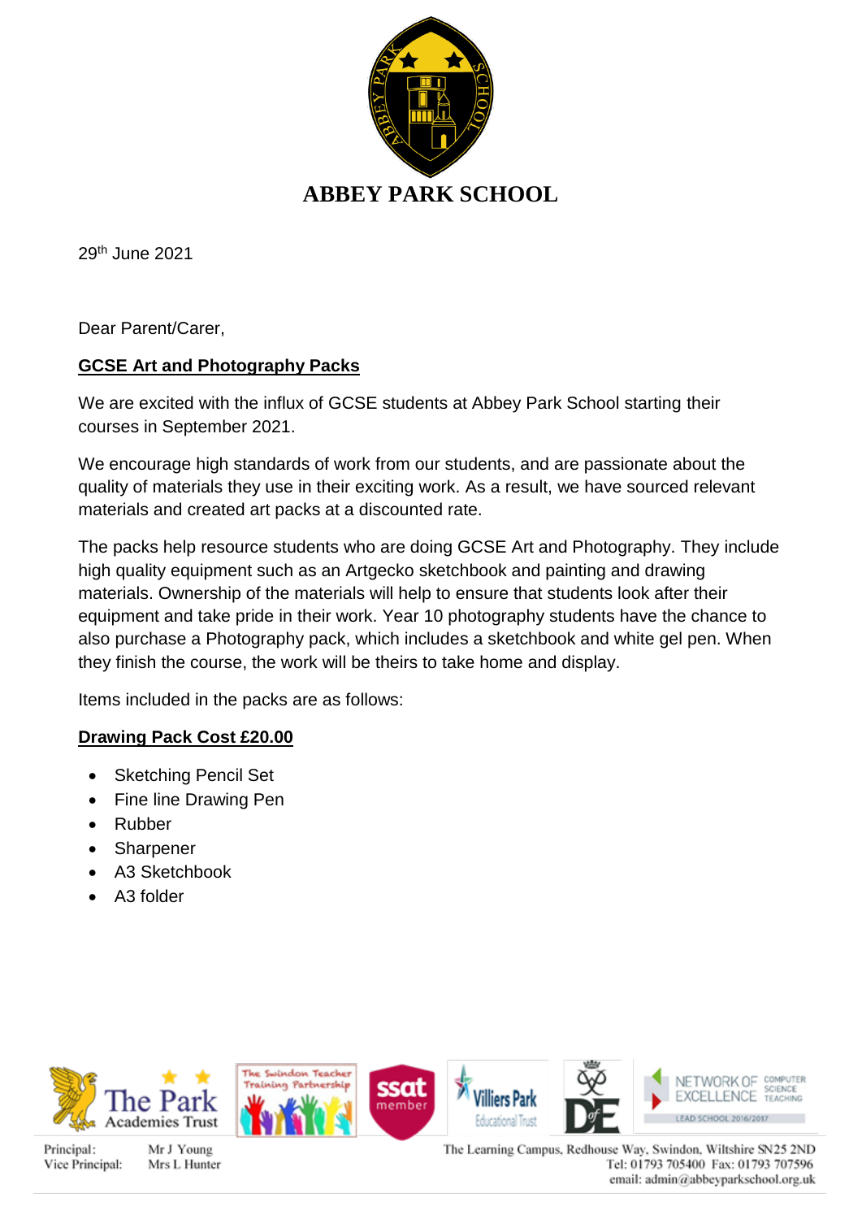# ABBEY PARK SCHOOL

29th June 2021

Dear Parent/Carer,

**GCSE Art and Photography Packs**

We are excited with the influx of GCSE students at Abbey Park School starting their courses in September 2021.

We encourage high standards of work from our students, and are passionate about the quality of materials they use in their exciting work. As a result, we have sourced relevant materials and created art packs at a discounted rate.

The packs help resource students who are doing GCSE Art and Photography. They include high quality equipment such as an Artgecko sketchbook and painting and drawing materials. Ownership of the materials will help to ensure that students look after their equipment and take pride in their work. Year 10 photography students have the chance to also purchase a Photography pack, which includes a sketchbook and white gel pen. When they finish the course, the work will be theirs to take home and display.

Items included in the packs are as follows:

**Drawing Pack Cost £20.00**

- Sketching Pencil Set
- Fine line Drawing Pen
- Rubber
- Sharpener
- A3 Sketchbook
- A3 folder

Principal: Mr J Young
Vice Principal: Mrs L Hunter

The Learning Campus, Redhouse Way, Swindon, Wiltshire SN25 2ND
Tel: 01793 705400 Fax: 01793 707596
email: admin@abbeyparkschool.org.uk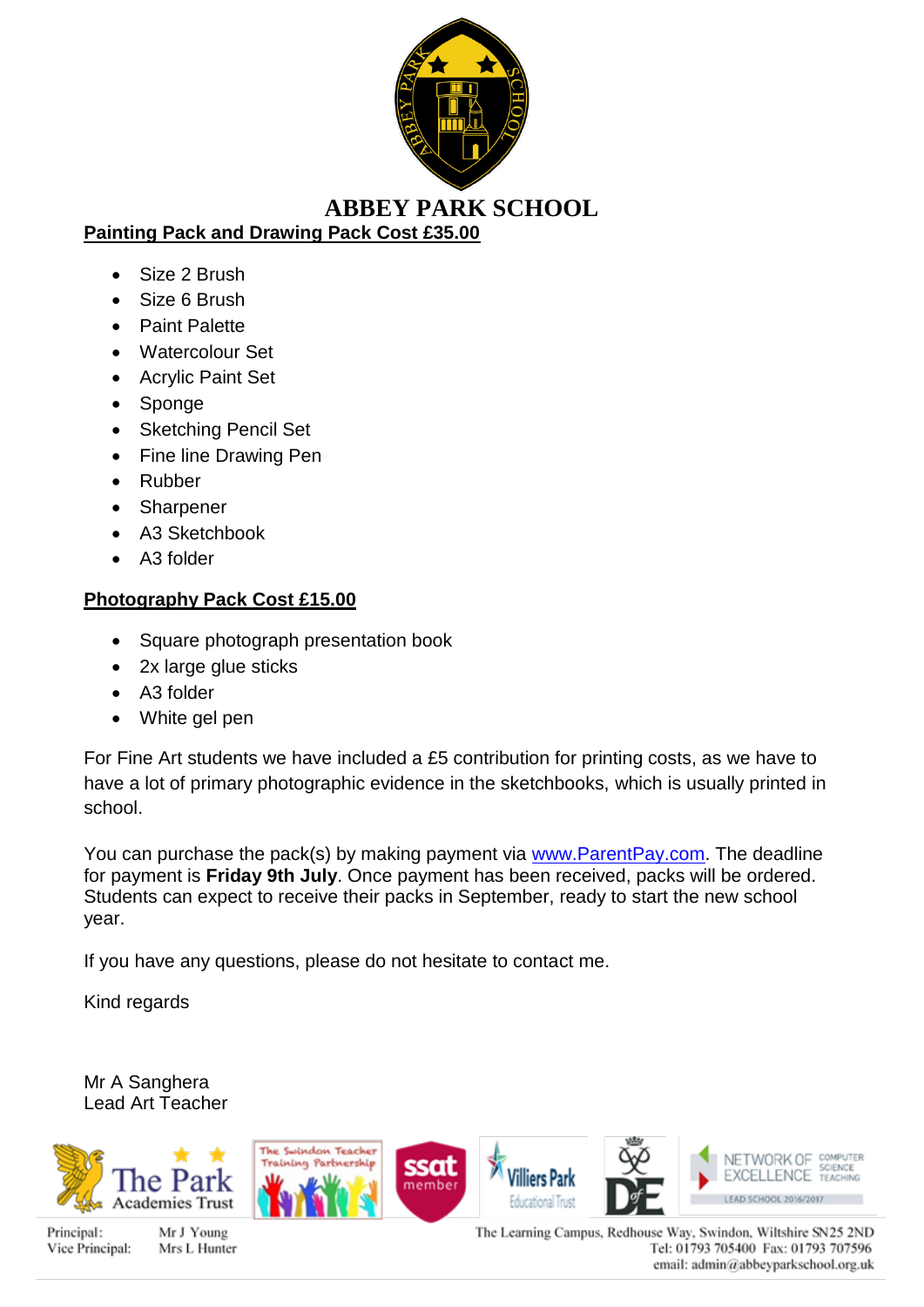# ABBEY PARK SCHOOL

**Painting Pack and Drawing Pack Cost £35.00**

- Size 2 Brush
- Size 6 Brush
- Paint Palette
- Watercolour Set
- Acrylic Paint Set
- Sponge
- Sketching Pencil Set
- Fine line Drawing Pen
- Rubber
- Sharpener
- A3 Sketchbook
- A3 folder

**Photography Pack Cost £15.00**

- Square photograph presentation book
- 2x large glue sticks
- A3 folder
- White gel pen

For Fine Art students we have included a £5 contribution for printing costs, as we have to have a lot of primary photographic evidence in the sketchbooks, which is usually printed in school.

You can purchase the pack(s) by making payment via www.ParentPay.com. The deadline for payment is **Friday 9th July**. Once payment has been received, packs will be ordered. Students can expect to receive their packs in September, ready to start the new school year.

If you have any questions, please do not hesitate to contact me.

Kind regards

Mr A Sanghera
Lead Art Teacher

Principal: Mr J Young
Vice Principal: Mrs L Hunter

The Learning Campus, Redhouse Way, Swindon, Wiltshire SN25 2ND
Tel: 01793 705400 Fax: 01793 707596
email: admin@abbeyparkschool.org.uk